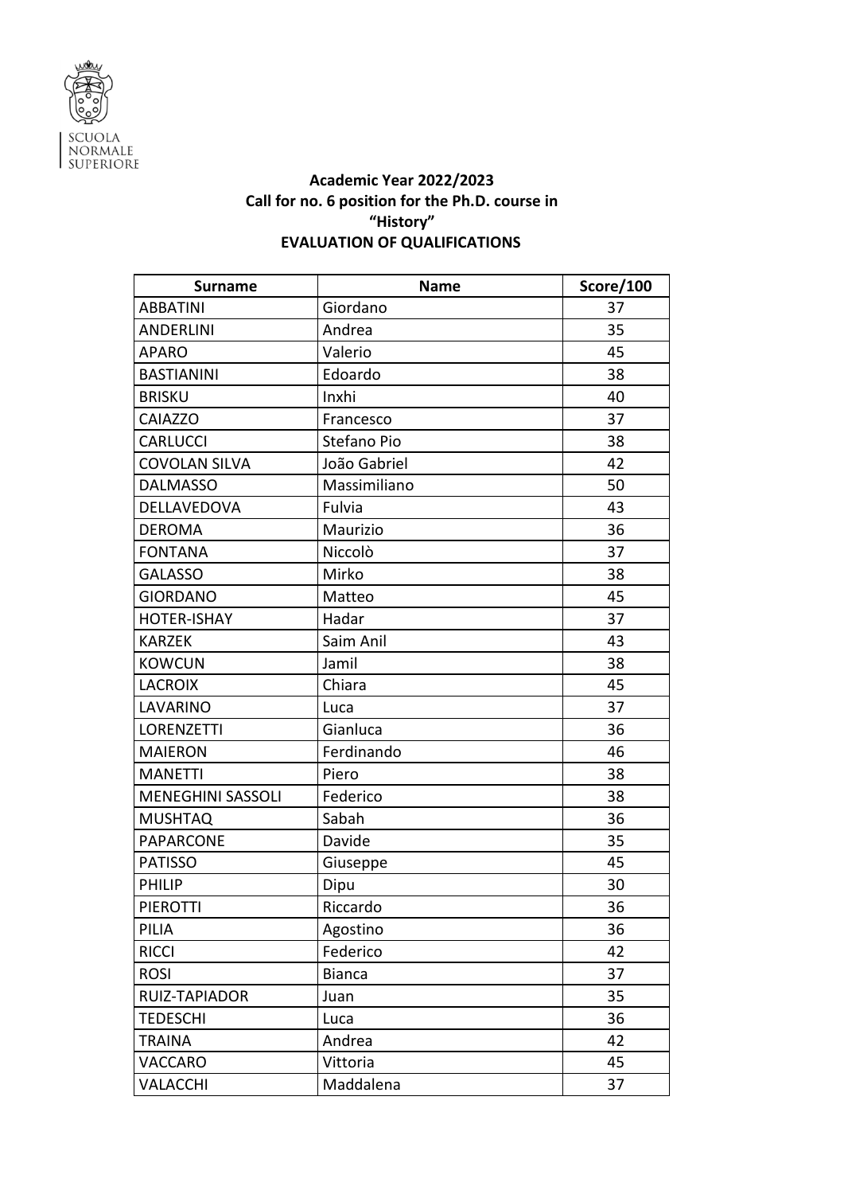SCUOLA NORMALE SUPERIORE

**Academic Year 2022/2023**
**Call for no. 6 position for the Ph.D. course in**
**"History"**
**EVALUATION OF QUALIFICATIONS**

| Surname | Name | Score/100 |
|---|---|---|
| ABBATINI | Giordano | 37 |
| ANDERLINI | Andrea | 35 |
| APARO | Valerio | 45 |
| BASTIANINI | Edoardo | 38 |
| BRISKU | Inxhi | 40 |
| CAIAZZO | Francesco | 37 |
| CARLUCCI | Stefano Pio | 38 |
| COVOLAN SILVA | João Gabriel | 42 |
| DALMASSO | Massimiliano | 50 |
| DELLAVEDOVA | Fulvia | 43 |
| DEROMA | Maurizio | 36 |
| FONTANA | Niccolò | 37 |
| GALASSO | Mirko | 38 |
| GIORDANO | Matteo | 45 |
| HOTER-ISHAY | Hadar | 37 |
| KARZEK | Saim Anil | 43 |
| KOWCUN | Jamil | 38 |
| LACROIX | Chiara | 45 |
| LAVARINO | Luca | 37 |
| LORENZETTI | Gianluca | 36 |
| MAIERON | Ferdinando | 46 |
| MANETTI | Piero | 38 |
| MENEGHINI SASSOLI | Federico | 38 |
| MUSHTAQ | Sabah | 36 |
| PAPARCONE | Davide | 35 |
| PATISSO | Giuseppe | 45 |
| PHILIP | Dipu | 30 |
| PIEROTTI | Riccardo | 36 |
| PILIA | Agostino | 36 |
| RICCI | Federico | 42 |
| ROSI | Bianca | 37 |
| RUIZ-TAPIADOR | Juan | 35 |
| TEDESCHI | Luca | 36 |
| TRAINA | Andrea | 42 |
| VACCARO | Vittoria | 45 |
| VALACCHI | Maddalena | 37 |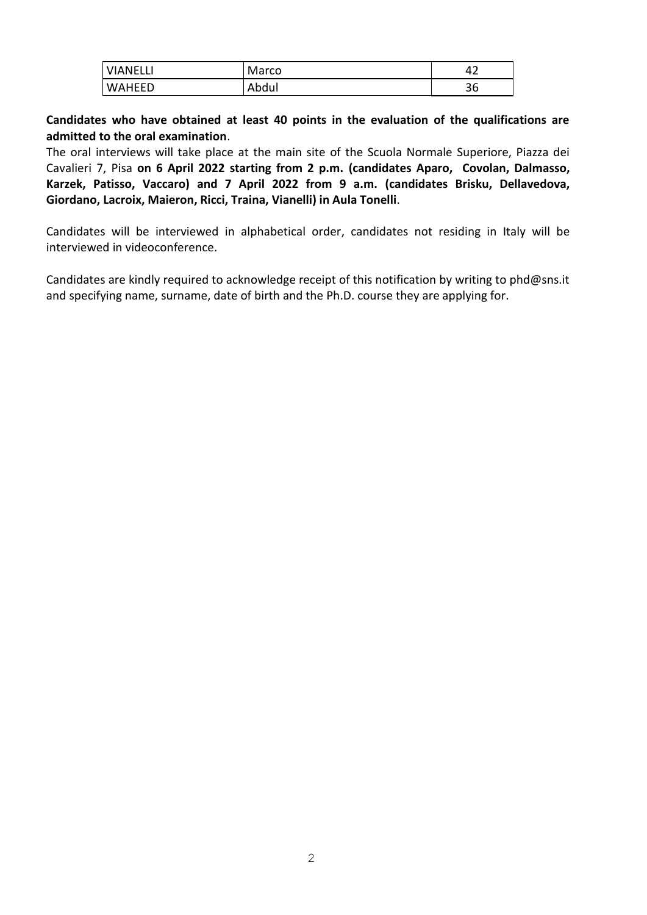| | | |
|---|---|---|
| VIANELLI | Marco | 42 |
| WAHEED | Abdul | 36 |

**Candidates who have obtained at least 40 points in the evaluation of the qualifications are admitted to the oral examination**.

The oral interviews will take place at the main site of the Scuola Normale Superiore, Piazza dei Cavalieri 7, Pisa **on 6 April 2022 starting from 2 p.m. (candidates Aparo, Covolan, Dalmasso, Karzek, Patisso, Vaccaro) and 7 April 2022 from 9 a.m. (candidates Brisku, Dellavedova, Giordano, Lacroix, Maieron, Ricci, Traina, Vianelli) in Aula Tonelli**.

Candidates will be interviewed in alphabetical order, candidates not residing in Italy will be interviewed in videoconference.

Candidates are kindly required to acknowledge receipt of this notification by writing to phd@sns.it and specifying name, surname, date of birth and the Ph.D. course they are applying for.